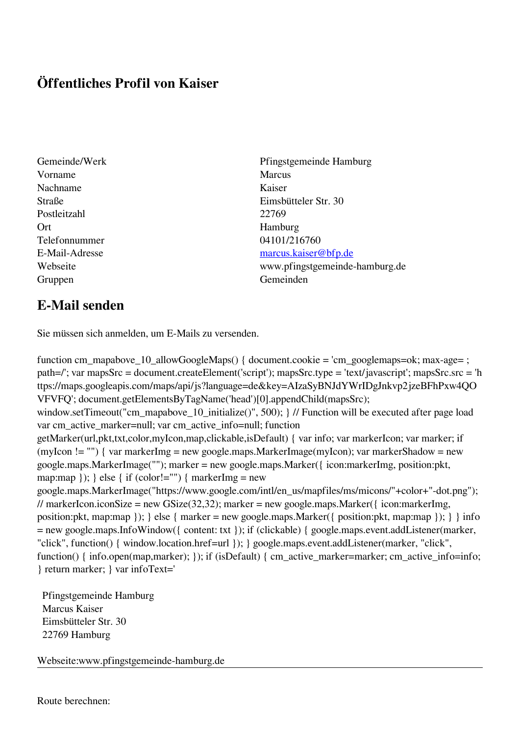# Öffentliches Profil von Kaiser

| | |
|---|---|
| Gemeinde/Werk | Pfingstgemeinde Hamburg |
| Vorname | Marcus |
| Nachname | Kaiser |
| Straße | Eimsbütteler Str. 30 |
| Postleitzahl | 22769 |
| Ort | Hamburg |
| Telefonnummer | 04101/216760 |
| E-Mail-Adresse | marcus.kaiser@bfp.de |
| Webseite | www.pfingstgemeinde-hamburg.de |
| Gruppen | Gemeinden |

## E-Mail senden

Sie müssen sich anmelden, um E-Mails zu versenden.

function cm_mapabove_10_allowGoogleMaps() { document.cookie = 'cm_googlemaps=ok; max-age= ; path=/'; var mapsSrc = document.createElement('script'); mapsSrc.type = 'text/javascript'; mapsSrc.src = 'https://maps.googleapis.com/maps/api/js?language=de&key=AIzaSyBNJdYWrIDgJnkvp2jzeBFhPxw4QOVFVFQ'; document.getElementsByTagName('head')[0].appendChild(mapsSrc); window.setTimeout("cm_mapabove_10_initialize()", 500); } // Function will be executed after page load var cm_active_marker=null; var cm_active_info=null; function getMarker(url,pkt,txt,color,myIcon,map,clickable,isDefault) { var info; var markerIcon; var marker; if (myIcon != "") { var markerImg = new google.maps.MarkerImage(myIcon); var markerShadow = new google.maps.MarkerImage(""); marker = new google.maps.Marker({ icon:markerImg, position:pkt, map:map }); } else { if (color!="") { markerImg = new google.maps.MarkerImage("https://www.google.com/intl/en_us/mapfiles/ms/micons/"+color+"-dot.png"); // markerIcon.iconSize = new GSize(32,32); marker = new google.maps.Marker({ icon:markerImg, position:pkt, map:map }); } else { marker = new google.maps.Marker({ position:pkt, map:map }); } } info = new google.maps.InfoWindow({ content: txt }); if (clickable) { google.maps.event.addListener(marker, "click", function() { window.location.href=url }); } google.maps.event.addListener(marker, "click", function() { info.open(map,marker); }); if (isDefault) { cm_active_marker=marker; cm_active_info=info; } return marker; } var infoText='

Pfingstgemeinde Hamburg
Marcus Kaiser
Eimsbütteler Str. 30
22769 Hamburg

Webseite:www.pfingstgemeinde-hamburg.de

---

Route berechnen: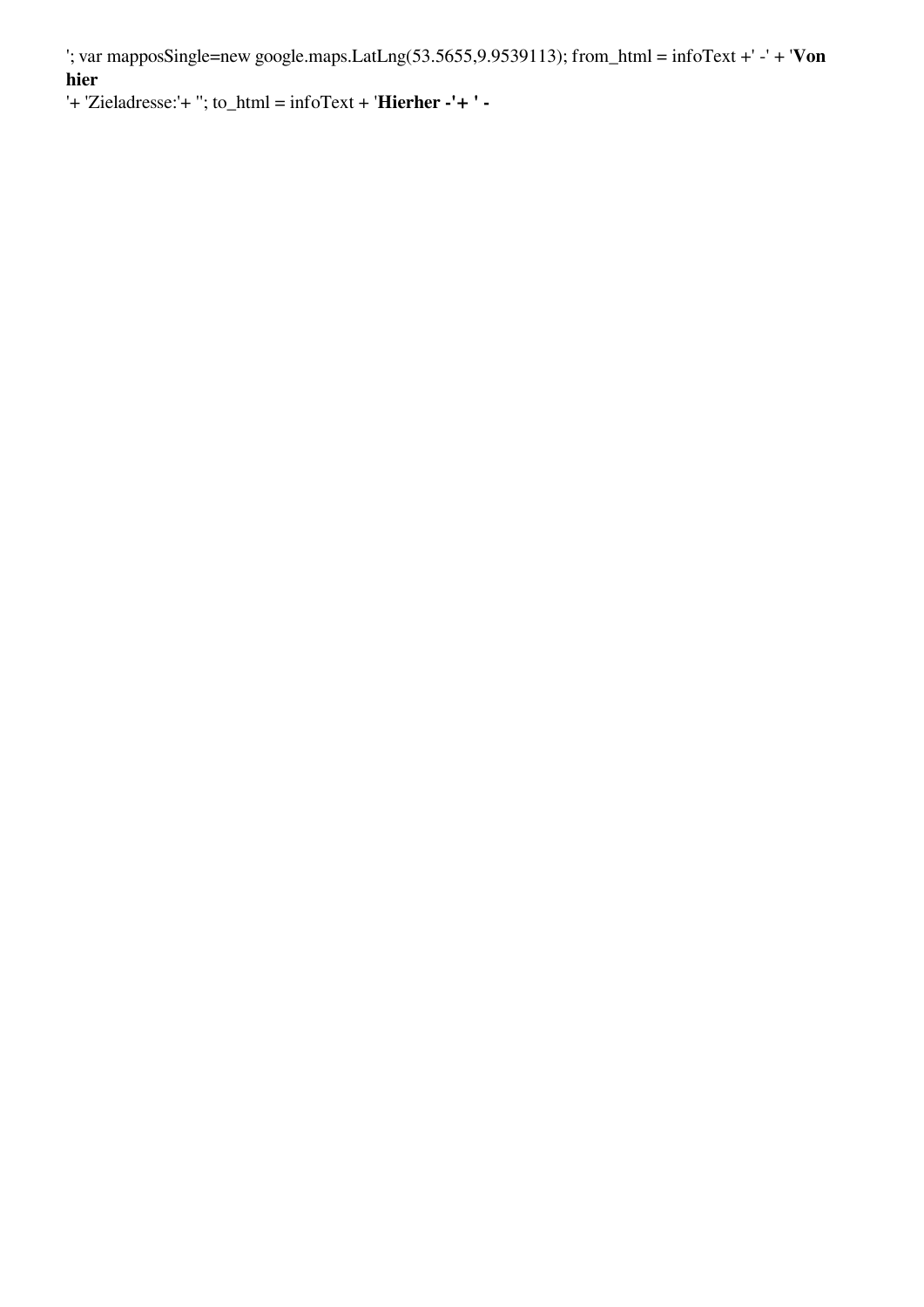'; var mapposSingle=new google.maps.LatLng(53.5655,9.9539113); from_html = infoText +' -' + '**Von hier**

'+ 'Zieladresse:'+ ''; to_html = infoText + '**Hierher -'+ ' -**